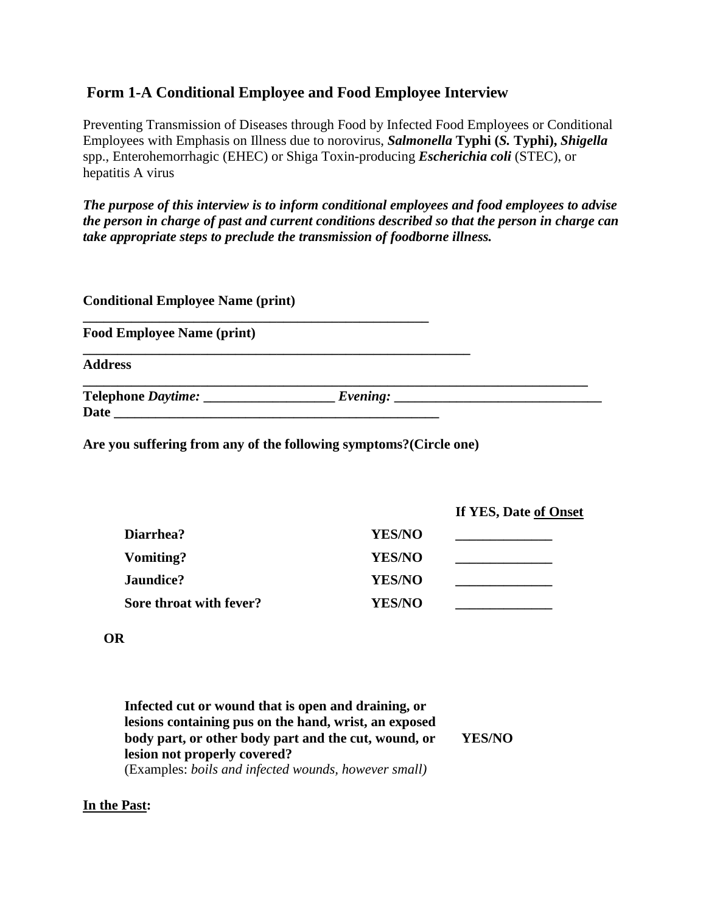## Form 1-A Conditional Employee and Food Employee Interview

Preventing Transmission of Diseases through Food by Infected Food Employees or Conditional Employees with Emphasis on Illness due to norovirus, ***Salmonella*** **Typhi (*S.* Typhi),** ***Shigella*** spp., Enterohemorrhagic (EHEC) or Shiga Toxin-producing ***Escherichia coli*** (STEC), or hepatitis A virus

***The purpose of this interview is to inform conditional employees and food employees to advise the person in charge of past and current conditions described so that the person in charge can take appropriate steps to preclude the transmission of foodborne illness.***

**Conditional Employee Name (print)**
**___________________________________________________**

**Food Employee Name (print)**
**_________________________________________________________**

**Address**
**__________________________________________________________________________**

**Telephone** ***Daytime:*** **___________________** ***Evening:*** **______________________________**

**Date ________________________________________________**

**Are you suffering from any of the following symptoms?(Circle one)**

| | | If YES, Date of Onset |
|---|---|---|
| **Diarrhea?** | **YES/NO** | ______________ |
| **Vomiting?** | **YES/NO** | ______________ |
| **Jaundice?** | **YES/NO** | ______________ |
| **Sore throat with fever?** | **YES/NO** | ______________ |

**OR**

**Infected cut or wound that is open and draining, or lesions containing pus on the hand, wrist, an exposed body part, or other body part and the cut, wound, or lesion not properly covered?** **YES/NO**
(Examples: *boils and infected wounds, however small)*

**In the Past:**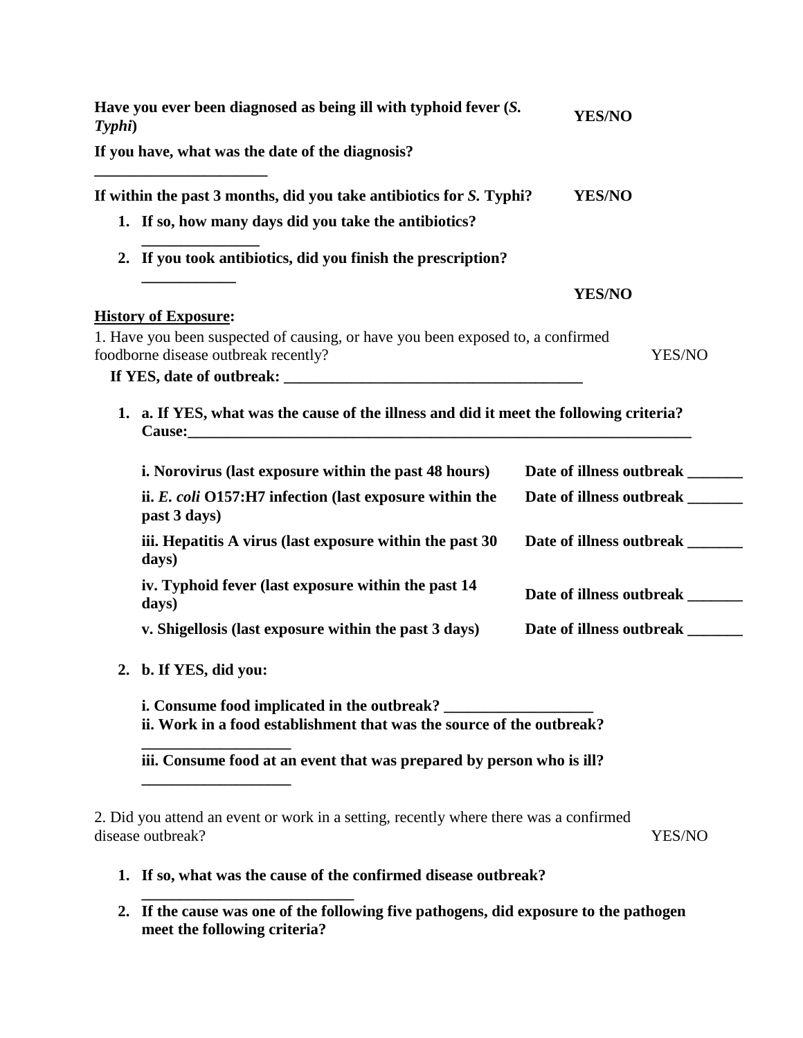**Have you ever been diagnosed as being ill with typhoid fever (*S. Typhi*)** **YES/NO**

**If you have, what was the date of the diagnosis? ______________________**

**If within the past 3 months, did you take antibiotics for *S.* Typhi?** **YES/NO**

1. **If so, how many days did you take the antibiotics? _______________**
2. **If you took antibiotics, did you finish the prescription? ____________**

**YES/NO**

**<u>History of Exposure</u>:**

1. Have you been suspected of causing, or have you been exposed to, a confirmed foodborne disease outbreak recently? YES/NO

**If YES, date of outbreak: ______________________________________**

1. **a. If YES, what was the cause of the illness and did it meet the following criteria? Cause:_________________________________________________________________**

| | |
|---|---|
| **i. Norovirus (last exposure within the past 48 hours)** | **Date of illness outbreak _______** |
| **ii. *E. coli* O157:H7 infection (last exposure within the past 3 days)** | **Date of illness outbreak _______** |
| **iii. Hepatitis A virus (last exposure within the past 30 days)** | **Date of illness outbreak _______** |
| **iv. Typhoid fever (last exposure within the past 14 days)** | **Date of illness outbreak _______** |
| **v. Shigellosis (last exposure within the past 3 days)** | **Date of illness outbreak _______** |

2. **b. If YES, did you:**

   **i. Consume food implicated in the outbreak? ___________________**
   **ii. Work in a food establishment that was the source of the outbreak? ___________________**
   **iii. Consume food at an event that was prepared by person who is ill? ___________________**

2. Did you attend an event or work in a setting, recently where there was a confirmed disease outbreak? YES/NO

1. **If so, what was the cause of the confirmed disease outbreak? ___________________________**
2. **If the cause was one of the following five pathogens, did exposure to the pathogen meet the following criteria?**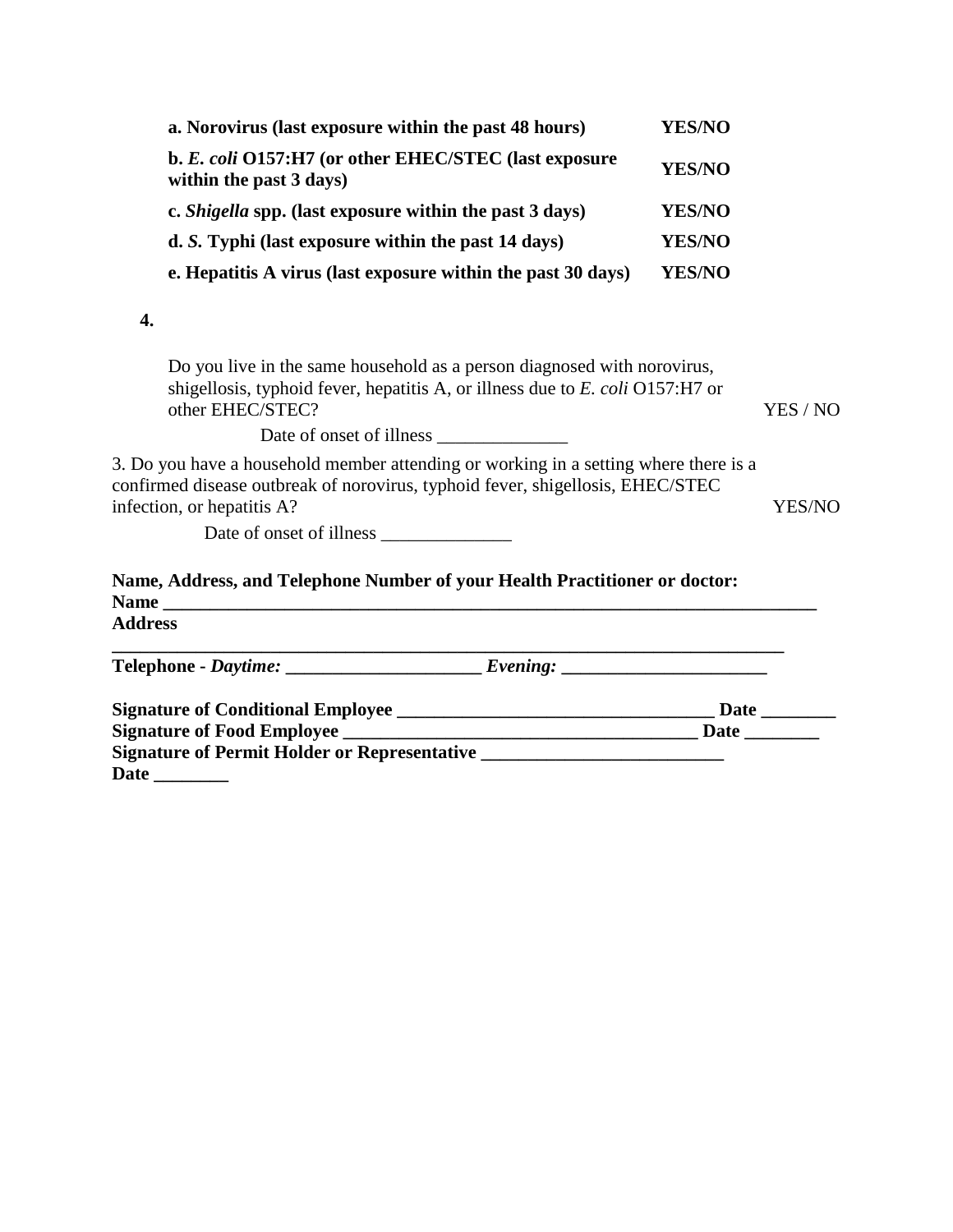| | |
|---|---|
| **a. Norovirus (last exposure within the past 48 hours)** | **YES/NO** |
| **b. *E. coli* O157:H7 (or other EHEC/STEC (last exposure within the past 3 days)** | **YES/NO** |
| **c. *Shigella* spp. (last exposure within the past 3 days)** | **YES/NO** |
| **d. *S.* Typhi (last exposure within the past 14 days)** | **YES/NO** |
| **e. Hepatitis A virus (last exposure within the past 30 days)** | **YES/NO** |

**4.**

Do you live in the same household as a person diagnosed with norovirus, shigellosis, typhoid fever, hepatitis A, or illness due to *E. coli* O157:H7 or other EHEC/STEC? YES / NO

Date of onset of illness ______________

3. Do you have a household member attending or working in a setting where there is a confirmed disease outbreak of norovirus, typhoid fever, shigellosis, EHEC/STEC infection, or hepatitis A? YES/NO

Date of onset of illness ______________

**Name, Address, and Telephone Number of your Health Practitioner or doctor:**
**Name** ___________________________________________________________________________
**Address**
___________________________________________________________________________
**Telephone -** ***Daytime:*** _____________________ ***Evening:*** ______________________

**Signature of Conditional Employee** ___________________________________ **Date** ________
**Signature of Food Employee** ______________________________________ **Date** ________
**Signature of Permit Holder or Representative** __________________________
**Date** ________